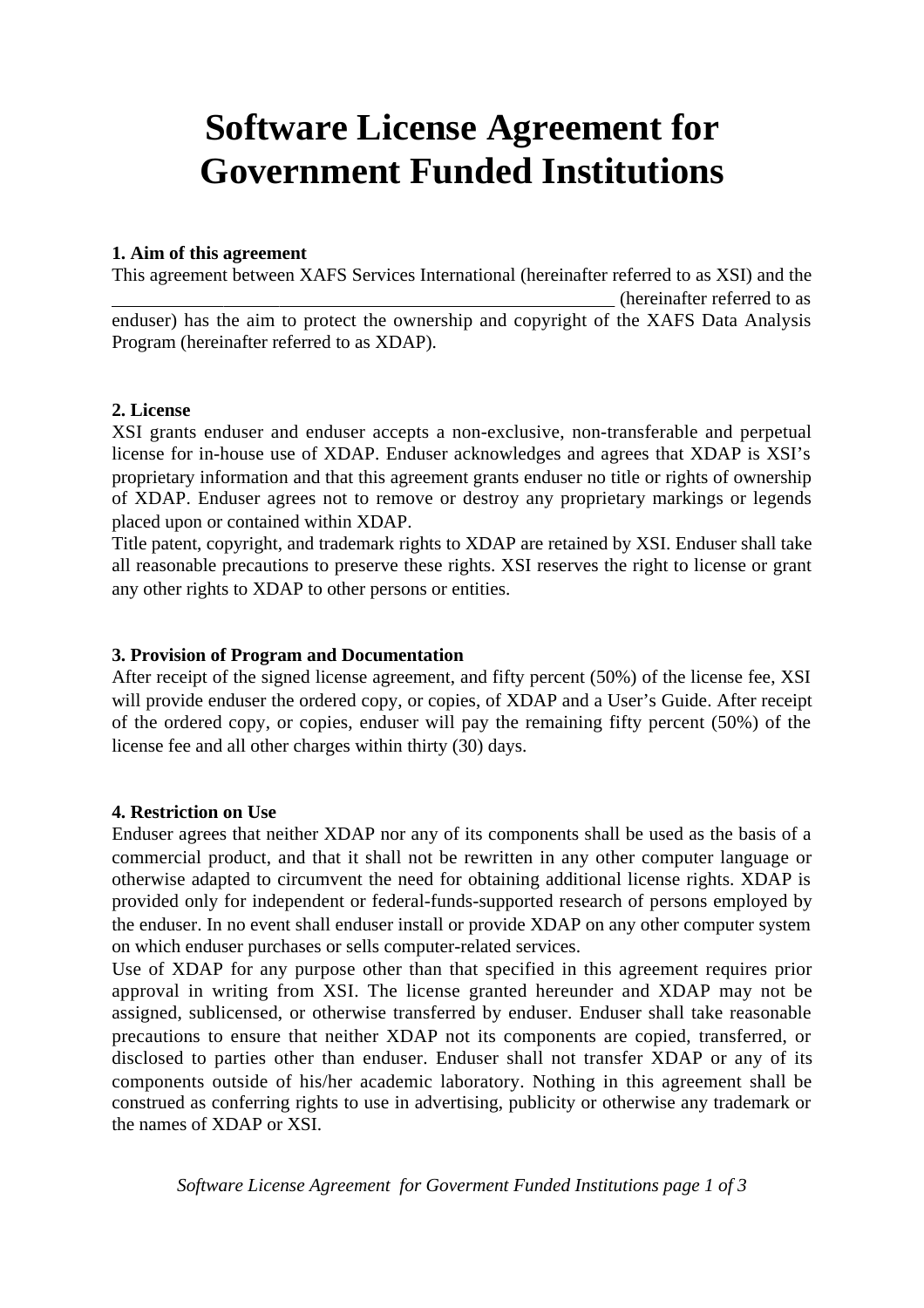# Software License Agreement for Government Funded Institutions

**1. Aim of this agreement**

This agreement between XAFS Services International (hereinafter referred to as XSI) and the ______________________________________________________ (hereinafter referred to as enduser) has the aim to protect the ownership and copyright of the XAFS Data Analysis Program (hereinafter referred to as XDAP).

**2. License**

XSI grants enduser and enduser accepts a non-exclusive, non-transferable and perpetual license for in-house use of XDAP. Enduser acknowledges and agrees that XDAP is XSI's proprietary information and that this agreement grants enduser no title or rights of ownership of XDAP. Enduser agrees not to remove or destroy any proprietary markings or legends placed upon or contained within XDAP.

Title patent, copyright, and trademark rights to XDAP are retained by XSI. Enduser shall take all reasonable precautions to preserve these rights. XSI reserves the right to license or grant any other rights to XDAP to other persons or entities.

**3. Provision of Program and Documentation**

After receipt of the signed license agreement, and fifty percent (50%) of the license fee, XSI will provide enduser the ordered copy, or copies, of XDAP and a User's Guide. After receipt of the ordered copy, or copies, enduser will pay the remaining fifty percent (50%) of the license fee and all other charges within thirty (30) days.

**4. Restriction on Use**

Enduser agrees that neither XDAP nor any of its components shall be used as the basis of a commercial product, and that it shall not be rewritten in any other computer language or otherwise adapted to circumvent the need for obtaining additional license rights. XDAP is provided only for independent or federal-funds-supported research of persons employed by the enduser. In no event shall enduser install or provide XDAP on any other computer system on which enduser purchases or sells computer-related services.

Use of XDAP for any purpose other than that specified in this agreement requires prior approval in writing from XSI. The license granted hereunder and XDAP may not be assigned, sublicensed, or otherwise transferred by enduser. Enduser shall take reasonable precautions to ensure that neither XDAP not its components are copied, transferred, or disclosed to parties other than enduser. Enduser shall not transfer XDAP or any of its components outside of his/her academic laboratory. Nothing in this agreement shall be construed as conferring rights to use in advertising, publicity or otherwise any trademark or the names of XDAP or XSI.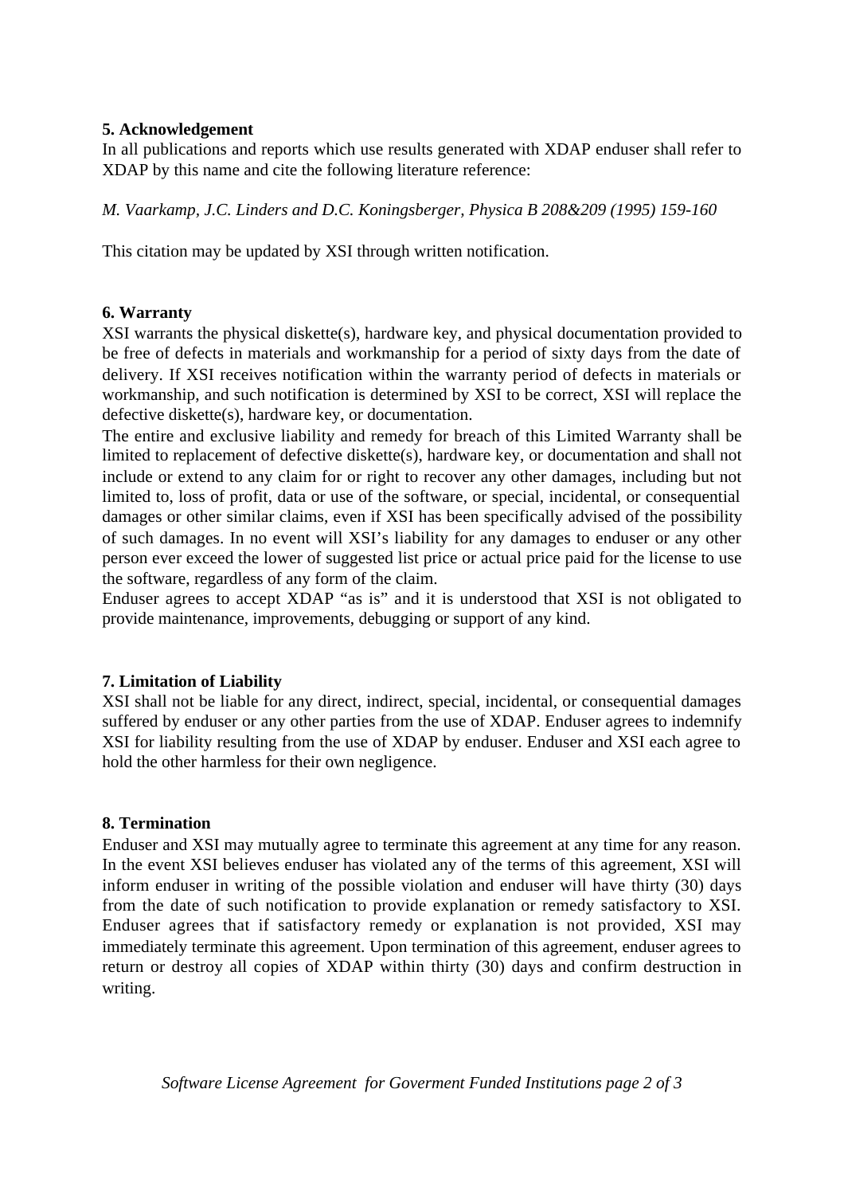**5. Acknowledgement**

In all publications and reports which use results generated with XDAP enduser shall refer to XDAP by this name and cite the following literature reference:

*M. Vaarkamp, J.C. Linders and D.C. Koningsberger, Physica B 208&209 (1995) 159-160*

This citation may be updated by XSI through written notification.

**6. Warranty**

XSI warrants the physical diskette(s), hardware key, and physical documentation provided to be free of defects in materials and workmanship for a period of sixty days from the date of delivery. If XSI receives notification within the warranty period of defects in materials or workmanship, and such notification is determined by XSI to be correct, XSI will replace the defective diskette(s), hardware key, or documentation.

The entire and exclusive liability and remedy for breach of this Limited Warranty shall be limited to replacement of defective diskette(s), hardware key, or documentation and shall not include or extend to any claim for or right to recover any other damages, including but not limited to, loss of profit, data or use of the software, or special, incidental, or consequential damages or other similar claims, even if XSI has been specifically advised of the possibility of such damages. In no event will XSI's liability for any damages to enduser or any other person ever exceed the lower of suggested list price or actual price paid for the license to use the software, regardless of any form of the claim.

Enduser agrees to accept XDAP "as is" and it is understood that XSI is not obligated to provide maintenance, improvements, debugging or support of any kind.

**7. Limitation of Liability**

XSI shall not be liable for any direct, indirect, special, incidental, or consequential damages suffered by enduser or any other parties from the use of XDAP. Enduser agrees to indemnify XSI for liability resulting from the use of XDAP by enduser. Enduser and XSI each agree to hold the other harmless for their own negligence.

**8. Termination**

Enduser and XSI may mutually agree to terminate this agreement at any time for any reason. In the event XSI believes enduser has violated any of the terms of this agreement, XSI will inform enduser in writing of the possible violation and enduser will have thirty (30) days from the date of such notification to provide explanation or remedy satisfactory to XSI. Enduser agrees that if satisfactory remedy or explanation is not provided, XSI may immediately terminate this agreement. Upon termination of this agreement, enduser agrees to return or destroy all copies of XDAP within thirty (30) days and confirm destruction in writing.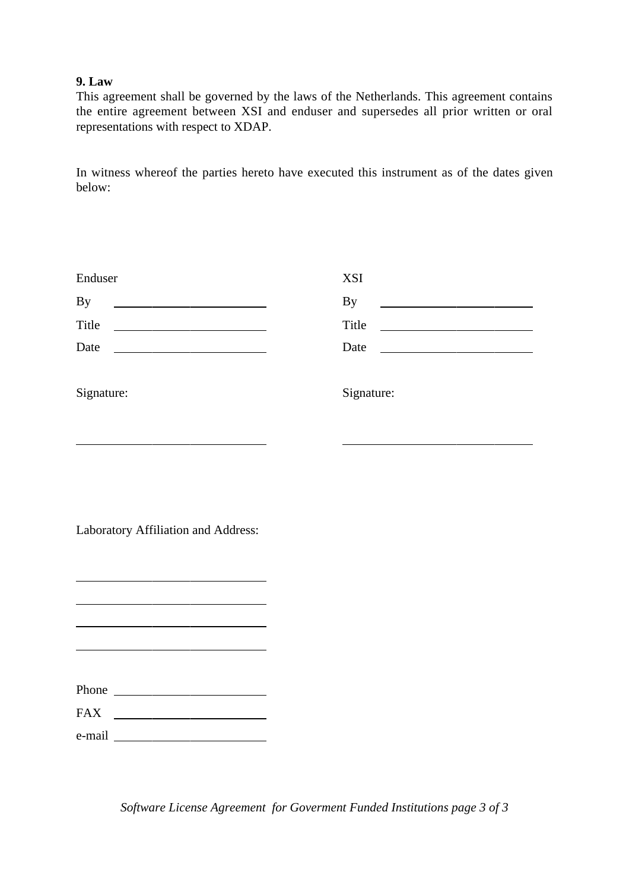**9. Law**

This agreement shall be governed by the laws of the Netherlands. This agreement contains the entire agreement between XSI and enduser and supersedes all prior written or oral representations with respect to XDAP.

In witness whereof the parties hereto have executed this instrument as of the dates given below:

| | |
|---|---|
| Enduser | XSI |
| By ________________________ | By ________________________ |
| Title ________________________ | Title ________________________ |
| Date ________________________ | Date ________________________ |
| Signature: | Signature: |
| ______________________________ | ______________________________ |

Laboratory Affiliation and Address:

______________________________

______________________________

______________________________

______________________________

Phone ________________________

FAX ________________________

e-mail ________________________

*Software License Agreement for Goverment Funded Institutions*